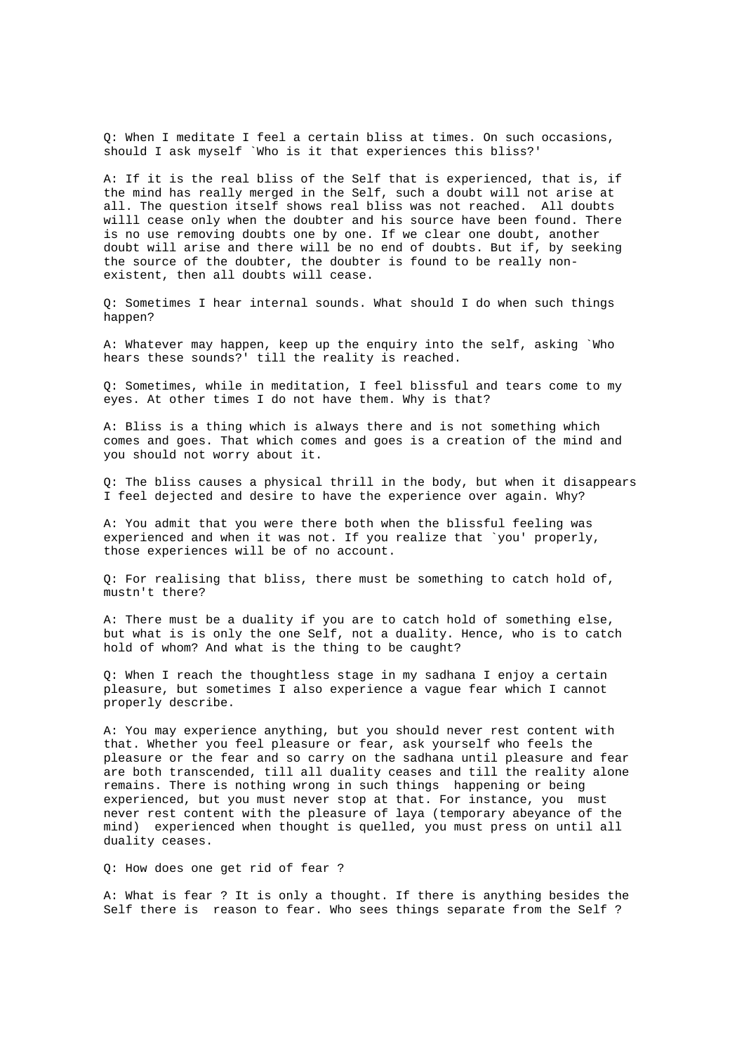Q: When I meditate I feel a certain bliss at times. On such occasions, should I ask myself `Who is it that experiences this bliss?'

A: If it is the real bliss of the Self that is experienced, that is, if the mind has really merged in the Self, such a doubt will not arise at all. The question itself shows real bliss was not reached. All doubts willl cease only when the doubter and his source have been found. There is no use removing doubts one by one. If we clear one doubt, another doubt will arise and there will be no end of doubts. But if, by seeking the source of the doubter, the doubter is found to be really non-existent, then all doubts will cease.

Q: Sometimes I hear internal sounds. What should I do when such things happen?

A: Whatever may happen, keep up the enquiry into the self, asking `Who hears these sounds?' till the reality is reached.

Q: Sometimes, while in meditation, I feel blissful and tears come to my eyes. At other times I do not have them. Why is that?

A: Bliss is a thing which is always there and is not something which comes and goes. That which comes and goes is a creation of the mind and you should not worry about it.

Q: The bliss causes a physical thrill in the body, but when it disappears I feel dejected and desire to have the experience over again. Why?

A: You admit that you were there both when the blissful feeling was experienced and when it was not. If you realize that `you' properly, those experiences will be of no account.

Q: For realising that bliss, there must be something to catch hold of, mustn't there?

A: There must be a duality if you are to catch hold of something else, but what is is only the one Self, not a duality. Hence, who is to catch hold of whom? And what is the thing to be caught?

Q: When I reach the thoughtless stage in my sadhana I enjoy a certain pleasure, but sometimes I also experience a vague fear which I cannot properly describe.

A: You may experience anything, but you should never rest content with that. Whether you feel pleasure or fear, ask yourself who feels the pleasure or the fear and so carry on the sadhana until pleasure and fear are both transcended, till all duality ceases and till the reality alone remains. There is nothing wrong in such things happening or being experienced, but you must never stop at that. For instance, you must never rest content with the pleasure of laya (temporary abeyance of the mind) experienced when thought is quelled, you must press on until all duality ceases.

Q: How does one get rid of fear ?

A: What is fear ? It is only a thought. If there is anything besides the Self there is reason to fear. Who sees things separate from the Self ?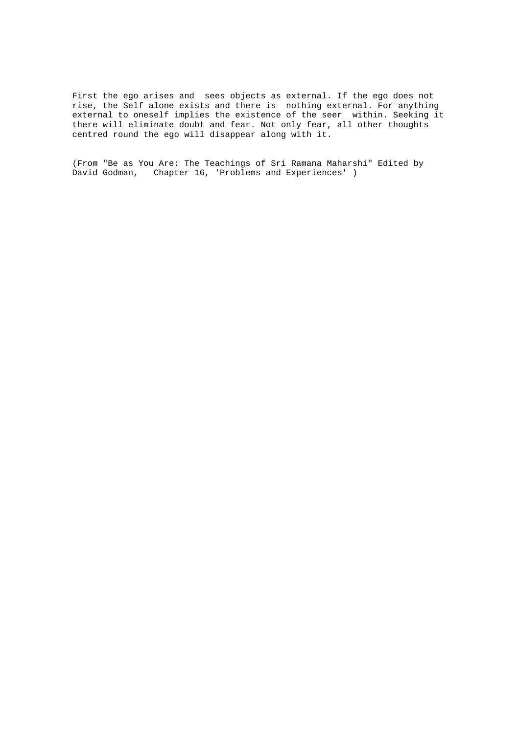First the ego arises and sees objects as external. If the ego does not rise, the Self alone exists and there is nothing external. For anything external to oneself implies the existence of the seer within. Seeking it there will eliminate doubt and fear. Not only fear, all other thoughts centred round the ego will disappear along with it.

(From "Be as You Are: The Teachings of Sri Ramana Maharshi" Edited by David Godman, Chapter 16, 'Problems and Experiences' )